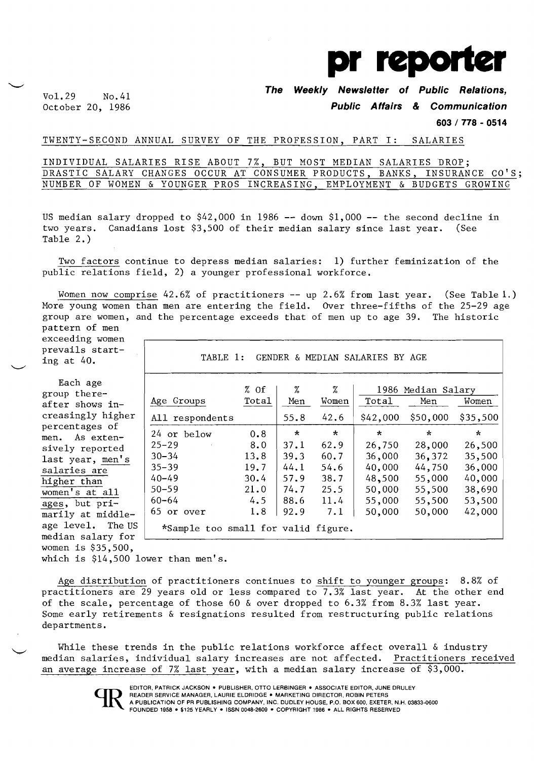# pr reporter

Vol.29 No.41
October 20, 1986

**The Weekly Newsletter of Public Relations, Public Affairs & Communication**

**603 / 778 - 0514**

## TWENTY-SECOND ANNUAL SURVEY OF THE PROFESSION, PART I: SALARIES

## INDIVIDUAL SALARIES RISE ABOUT 7%, BUT MOST MEDIAN SALARIES DROP; DRASTIC SALARY CHANGES OCCUR AT CONSUMER PRODUCTS, BANKS, INSURANCE CO'S; NUMBER OF WOMEN & YOUNGER PROS INCREASING, EMPLOYMENT & BUDGETS GROWING

US median salary dropped to $42,000 in 1986 -- down $1,000 -- the second decline in two years. Canadians lost $3,500 of their median salary since last year. (See Table 2.)

Two factors continue to depress median salaries: 1) further feminization of the public relations field, 2) a younger professional workforce.

Women now comprise 42.6% of practitioners -- up 2.6% from last year. (See Table 1.) More young women than men are entering the field. Over three-fifths of the 25-29 age group are women, and the percentage exceeds that of men up to age 39. The historic pattern of men exceeding women prevails starting at 40.

Each age group thereafter shows increasingly higher percentages of men. As extensively reported last year, men's salaries are higher than women's at all ages, but primarily at middle-age level. The US median salary for women is $35,500, which is $14,500 lower than men's.

**TABLE 1: GENDER & MEDIAN SALARIES BY AGE**

| Age Groups | % Of Total | % Men | % Women | 1986 Median Salary Total | Men | Women |
|---|---|---|---|---|---|---|
| All respondents | | 55.8 | 42.6 | $42,000 | $50,000 | $35,500 |
| 24 or below | 0.8 | * | * | * | * | * |
| 25-29 | 8.0 | 37.1 | 62.9 | 26,750 | 28,000 | 26,500 |
| 30-34 | 13.8 | 39.3 | 60.7 | 36,000 | 36,372 | 35,500 |
| 35-39 | 19.7 | 44.1 | 54.6 | 40,000 | 44,750 | 36,000 |
| 40-49 | 30.4 | 57.9 | 38.7 | 48,500 | 55,000 | 40,000 |
| 50-59 | 21.0 | 74.7 | 25.5 | 50,000 | 55,500 | 38,690 |
| 60-64 | 4.5 | 88.6 | 11.4 | 55,000 | 55,500 | 53,500 |
| 65 or over | 1.8 | 92.9 | 7.1 | 50,000 | 50,000 | 42,000 |

*Sample too small for valid figure.

Age distribution of practitioners continues to shift to younger groups: 8.8% of practitioners are 29 years old or less compared to 7.3% last year. At the other end of the scale, percentage of those 60 & over dropped to 6.3% from 8.3% last year. Some early retirements & resignations resulted from restructuring public relations departments.

While these trends in the public relations workforce affect overall & industry median salaries, individual salary increases are not affected. Practitioners received an average increase of 7% last year, with a median salary increase of $3,000.

EDITOR, PATRICK JACKSON • PUBLISHER, OTTO LERBINGER • ASSOCIATE EDITOR, JUNE DRULEY
READER SERVICE MANAGER, LAURIE ELDRIDGE • MARKETING DIRECTOR, ROBIN PETERS
A PUBLICATION OF PR PUBLISHING COMPANY, INC. DUDLEY HOUSE, P.O. BOX 600, EXETER, N.H. 03833-0600
FOUNDED 1958 • $125 YEARLY • ISSN 0048-2609 • COPYRIGHT 1986 • ALL RIGHTS RESERVED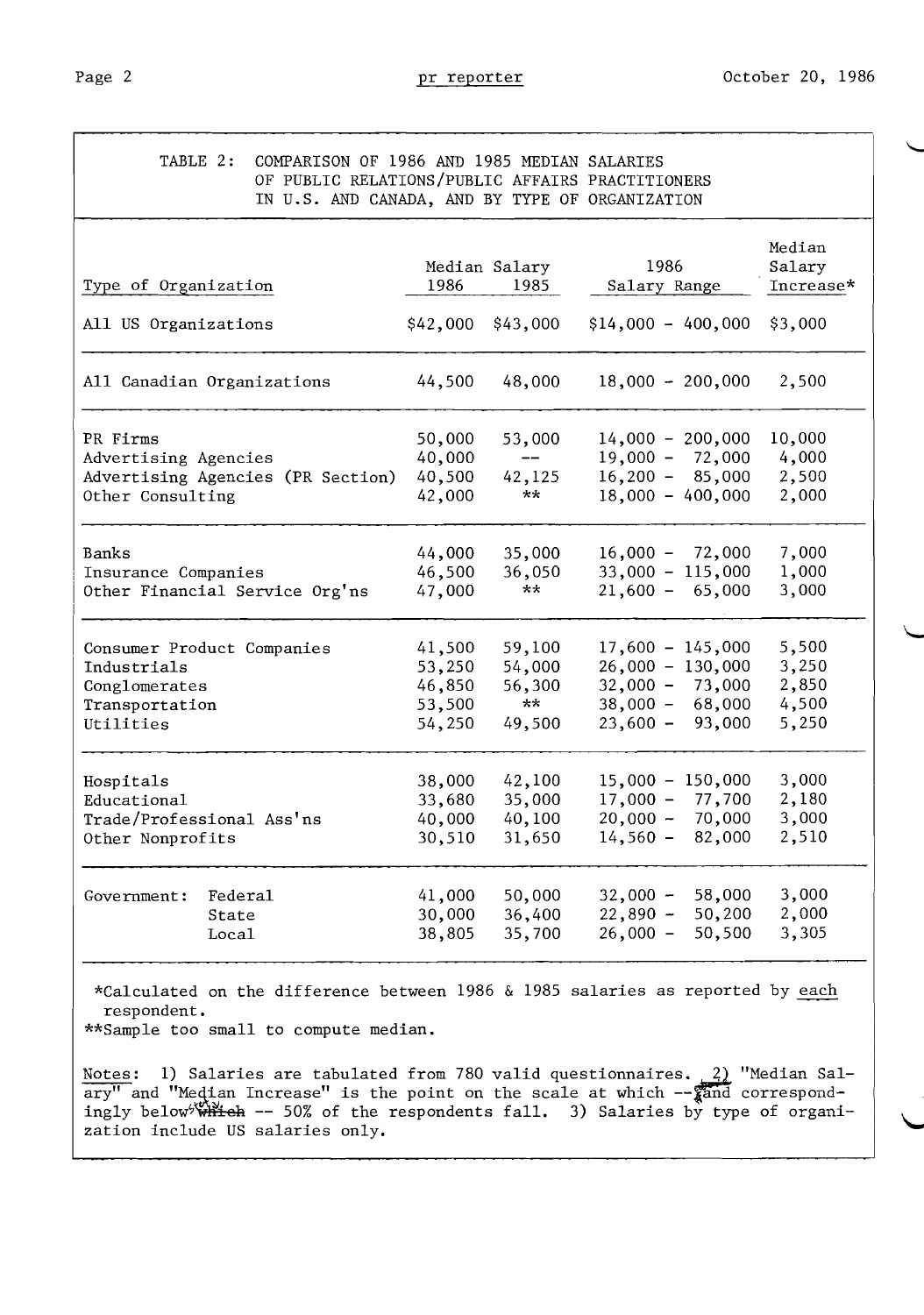TABLE 2: COMPARISON OF 1986 AND 1985 MEDIAN SALARIES OF PUBLIC RELATIONS/PUBLIC AFFAIRS PRACTITIONERS IN U.S. AND CANADA, AND BY TYPE OF ORGANIZATION

| Type of Organization | Median Salary 1986 | Median Salary 1985 | 1986 Salary Range | Median Salary Increase* |
|---|---|---|---|---|
| All US Organizations | $42,000 | $43,000 | $14,000 - 400,000 | $3,000 |
| All Canadian Organizations | 44,500 | 48,000 | 18,000 - 200,000 | 2,500 |
| PR Firms | 50,000 | 53,000 | 14,000 - 200,000 | 10,000 |
| Advertising Agencies | 40,000 | -- | 19,000 - 72,000 | 4,000 |
| Advertising Agencies (PR Section) | 40,500 | 42,125 | 16,200 - 85,000 | 2,500 |
| Other Consulting | 42,000 | ** | 18,000 - 400,000 | 2,000 |
| Banks | 44,000 | 35,000 | 16,000 - 72,000 | 7,000 |
| Insurance Companies | 46,500 | 36,050 | 33,000 - 115,000 | 1,000 |
| Other Financial Service Org'ns | 47,000 | ** | 21,600 - 65,000 | 3,000 |
| Consumer Product Companies | 41,500 | 59,100 | 17,600 - 145,000 | 5,500 |
| Industrials | 53,250 | 54,000 | 26,000 - 130,000 | 3,250 |
| Conglomerates | 46,850 | 56,300 | 32,000 - 73,000 | 2,850 |
| Transportation | 53,500 | ** | 38,000 - 68,000 | 4,500 |
| Utilities | 54,250 | 49,500 | 23,600 - 93,000 | 5,250 |
| Hospitals | 38,000 | 42,100 | 15,000 - 150,000 | 3,000 |
| Educational | 33,680 | 35,000 | 17,000 - 77,700 | 2,180 |
| Trade/Professional Ass'ns | 40,000 | 40,100 | 20,000 - 70,000 | 3,000 |
| Other Nonprofits | 30,510 | 31,650 | 14,560 - 82,000 | 2,510 |
| Government: Federal | 41,000 | 50,000 | 32,000 - 58,000 | 3,000 |
| Government: State | 30,000 | 36,400 | 22,890 - 50,200 | 2,000 |
| Government: Local | 38,805 | 35,700 | 26,000 - 50,500 | 3,305 |

*Calculated on the difference between 1986 & 1985 salaries as reported by each respondent.

**Sample too small to compute median.

Notes: 1) Salaries are tabulated from 780 valid questionnaires. 2) "Median Salary" and "Median Increase" is the point on the scale at which -- and correspondingly below -- 50% of the respondents fall. 3) Salaries by type of organization include US salaries only.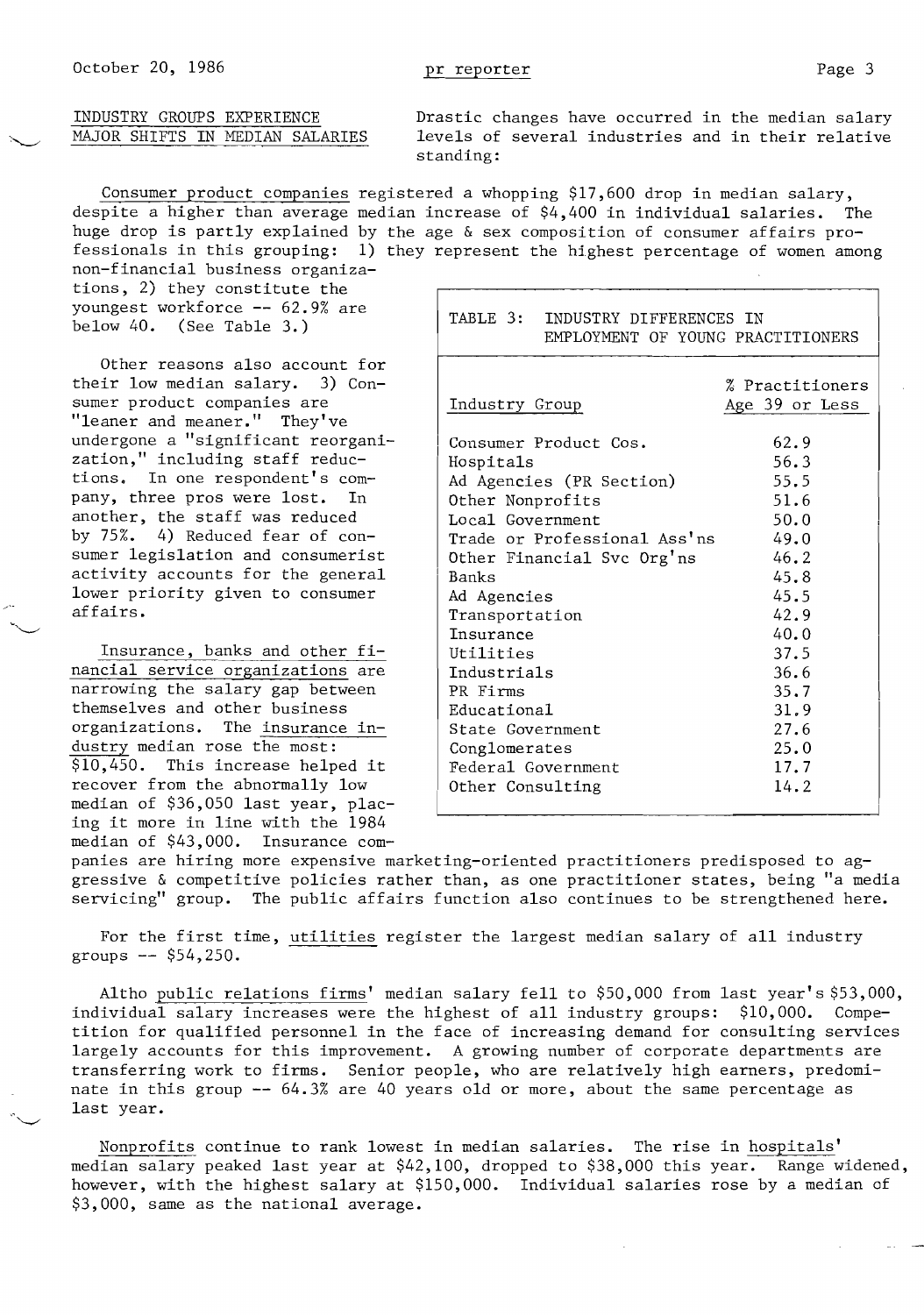## INDUSTRY GROUPS EXPERIENCE MAJOR SHIFTS IN MEDIAN SALARIES

Drastic changes have occurred in the median salary levels of several industries and in their relative standing:

Consumer product companies registered a whopping $17,600 drop in median salary, despite a higher than average median increase of $4,400 in individual salaries. The huge drop is partly explained by the age & sex composition of consumer affairs professionals in this grouping: 1) they represent the highest percentage of women among non-financial business organizations, 2) they constitute the youngest workforce -- 62.9% are below 40. (See Table 3.)

Other reasons also account for their low median salary. 3) Consumer product companies are "leaner and meaner." They've undergone a "significant reorganization," including staff reductions. In one respondent's company, three pros were lost. In another, the staff was reduced by 75%. 4) Reduced fear of consumer legislation and consumerist activity accounts for the general lower priority given to consumer affairs.

TABLE 3: INDUSTRY DIFFERENCES IN EMPLOYMENT OF YOUNG PRACTITIONERS

| Industry Group | % Practitioners Age 39 or Less |
|---|---|
| Consumer Product Cos. | 62.9 |
| Hospitals | 56.3 |
| Ad Agencies (PR Section) | 55.5 |
| Other Nonprofits | 51.6 |
| Local Government | 50.0 |
| Trade or Professional Ass'ns | 49.0 |
| Other Financial Svc Org'ns | 46.2 |
| Banks | 45.8 |
| Ad Agencies | 45.5 |
| Transportation | 42.9 |
| Insurance | 40.0 |
| Utilities | 37.5 |
| Industrials | 36.6 |
| PR Firms | 35.7 |
| Educational | 31.9 |
| State Government | 27.6 |
| Conglomerates | 25.0 |
| Federal Government | 17.7 |
| Other Consulting | 14.2 |

Insurance, banks and other financial service organizations are narrowing the salary gap between themselves and other business organizations. The insurance industry median rose the most: $10,450. This increase helped it recover from the abnormally low median of $36,050 last year, placing it more in line with the 1984 median of $43,000. Insurance companies are hiring more expensive marketing-oriented practitioners predisposed to aggressive & competitive policies rather than, as one practitioner states, being "a media servicing" group. The public affairs function also continues to be strengthened here.

For the first time, utilities register the largest median salary of all industry groups -- $54,250.

Altho public relations firms' median salary fell to $50,000 from last year's $53,000, individual salary increases were the highest of all industry groups: $10,000. Competition for qualified personnel in the face of increasing demand for consulting services largely accounts for this improvement. A growing number of corporate departments are transferring work to firms. Senior people, who are relatively high earners, predominate in this group -- 64.3% are 40 years old or more, about the same percentage as last year.

Nonprofits continue to rank lowest in median salaries. The rise in hospitals' median salary peaked last year at $42,100, dropped to $38,000 this year. Range widened, however, with the highest salary at $150,000. Individual salaries rose by a median of $3,000, same as the national average.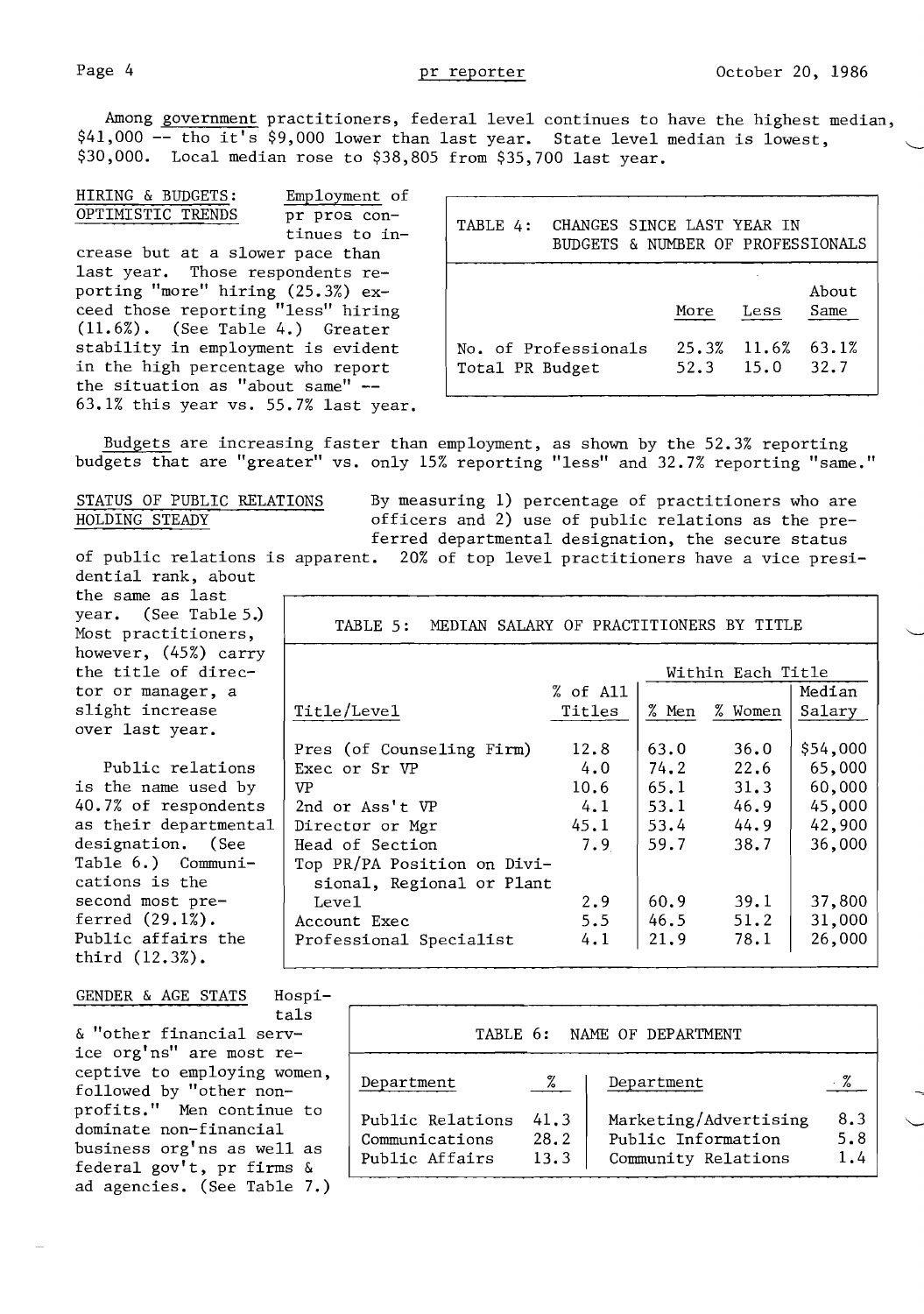Among government practitioners, federal level continues to have the highest median, $41,000 -- tho it's $9,000 lower than last year. State level median is lowest, $30,000. Local median rose to $38,805 from $35,700 last year.

**HIRING & BUDGETS: OPTIMISTIC TRENDS** Employment of pr pros continues to increase but at a slower pace than last year. Those respondents reporting "more" hiring (25.3%) exceed those reporting "less" hiring (11.6%). (See Table 4.) Greater stability in employment is evident in the high percentage who report the situation as "about same" -- 63.1% this year vs. 55.7% last year.

**TABLE 4: CHANGES SINCE LAST YEAR IN BUDGETS & NUMBER OF PROFESSIONALS**

| | More | Less | About Same |
|---|---|---|---|
| No. of Professionals | 25.3% | 11.6% | 63.1% |
| Total PR Budget | 52.3 | 15.0 | 32.7 |

Budgets are increasing faster than employment, as shown by the 52.3% reporting budgets that are "greater" vs. only 15% reporting "less" and 32.7% reporting "same."

**STATUS OF PUBLIC RELATIONS HOLDING STEADY** By measuring 1) percentage of practitioners who are officers and 2) use of public relations as the preferred departmental designation, the secure status of public relations is apparent. 20% of top level practitioners have a vice presidential rank, about the same as last year. (See Table 5.) Most practitioners, however, (45%) carry the title of director or manager, a slight increase over last year.

Public relations is the name used by 40.7% of respondents as their departmental designation. (See Table 6.) Communications is the second most preferred (29.1%). Public affairs the third (12.3%).

**TABLE 5: MEDIAN SALARY OF PRACTITIONERS BY TITLE**

| | | Within Each Title | | |
|---|---|---|---|---|
| Title/Level | % of All Titles | % Men | % Women | Median Salary |
| Pres (of Counseling Firm) | 12.8 | 63.0 | 36.0 | $54,000 |
| Exec or Sr VP | 4.0 | 74.2 | 22.6 | 65,000 |
| VP | 10.6 | 65.1 | 31.3 | 60,000 |
| 2nd or Ass't VP | 4.1 | 53.1 | 46.9 | 45,000 |
| Director or Mgr | 45.1 | 53.4 | 44.9 | 42,900 |
| Head of Section | 7.9 | 59.7 | 38.7 | 36,000 |
| Top PR/PA Position on Divisional, Regional or Plant Level | 2.9 | 60.9 | 39.1 | 37,800 |
| Account Exec | 5.5 | 46.5 | 51.2 | 31,000 |
| Professional Specialist | 4.1 | 21.9 | 78.1 | 26,000 |

**GENDER & AGE STATS** Hospitals & "other financial service org'ns" are most receptive to employing women, followed by "other non-profits." Men continue to dominate non-financial business org'ns as well as federal gov't, pr firms & ad agencies. (See Table 7.)

**TABLE 6: NAME OF DEPARTMENT**

| Department | % | Department | % |
|---|---|---|---|
| Public Relations | 41.3 | Marketing/Advertising | 8.3 |
| Communications | 28.2 | Public Information | 5.8 |
| Public Affairs | 13.3 | Community Relations | 1.4 |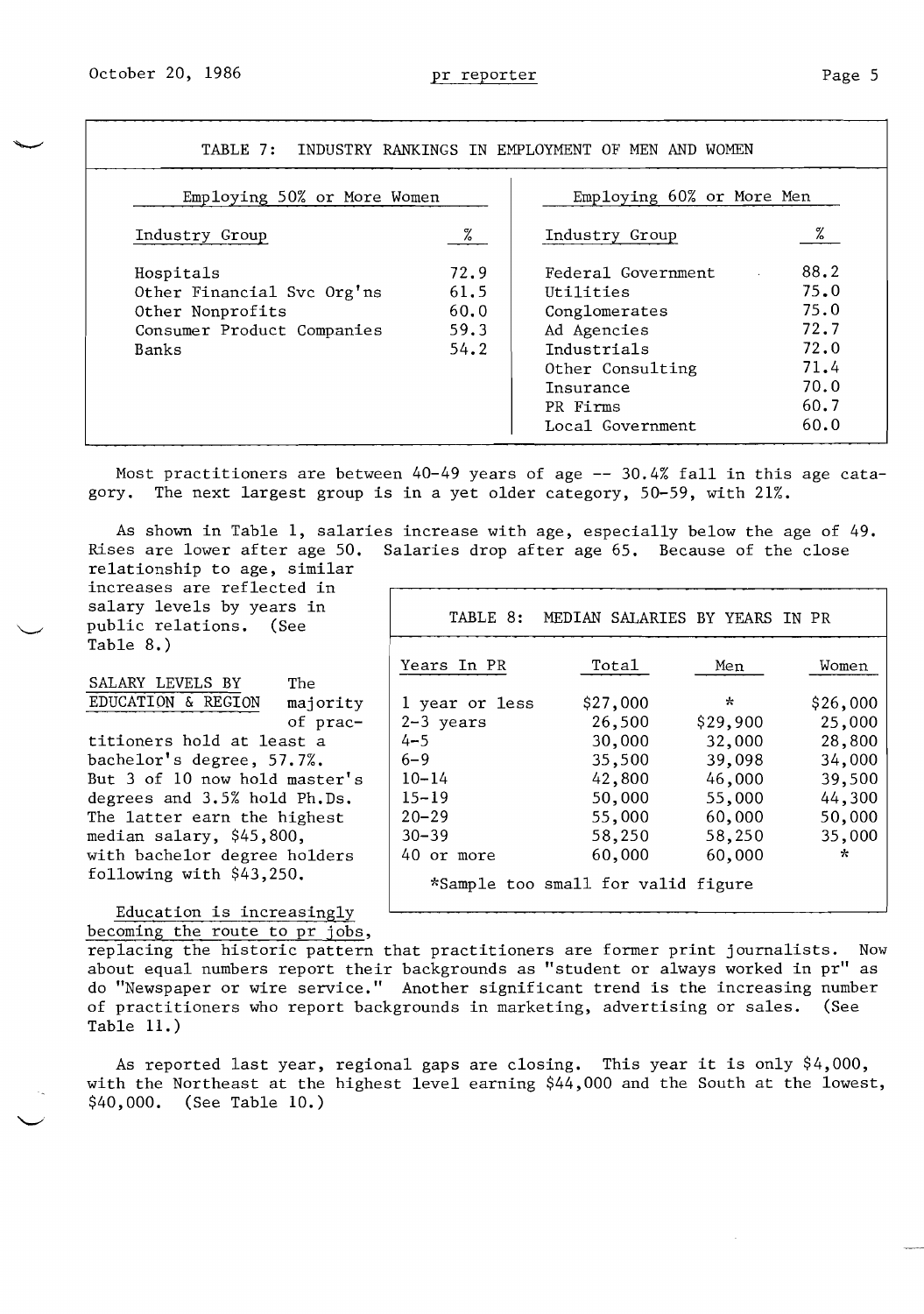## TABLE 7: INDUSTRY RANKINGS IN EMPLOYMENT OF MEN AND WOMEN

| Employing 50% or More Women | | Employing 60% or More Men | |
|---|---|---|---|
| Industry Group | % | Industry Group | % |
| Hospitals | 72.9 | Federal Government | 88.2 |
| Other Financial Svc Org'ns | 61.5 | Utilities | 75.0 |
| Other Nonprofits | 60.0 | Conglomerates | 75.0 |
| Consumer Product Companies | 59.3 | Ad Agencies | 72.7 |
| Banks | 54.2 | Industrials | 72.0 |
| | | Other Consulting | 71.4 |
| | | Insurance | 70.0 |
| | | PR Firms | 60.7 |
| | | Local Government | 60.0 |

Most practitioners are between 40-49 years of age -- 30.4% fall in this age catagory. The next largest group is in a yet older category, 50-59, with 21%.

As shown in Table 1, salaries increase with age, especially below the age of 49. Rises are lower after age 50. Salaries drop after age 65. Because of the close relationship to age, similar increases are reflected in salary levels by years in public relations. (See Table 8.)

## TABLE 8: MEDIAN SALARIES BY YEARS IN PR

| Years In PR | Total | Men | Women |
|---|---|---|---|
| 1 year or less | $27,000 | * | $26,000 |
| 2-3 years | 26,500 | $29,900 | 25,000 |
| 4-5 | 30,000 | 32,000 | 28,800 |
| 6-9 | 35,500 | 39,098 | 34,000 |
| 10-14 | 42,800 | 46,000 | 39,500 |
| 15-19 | 50,000 | 55,000 | 44,300 |
| 20-29 | 55,000 | 60,000 | 50,000 |
| 30-39 | 58,250 | 58,250 | 35,000 |
| 40 or more | 60,000 | 60,000 | * |

*Sample too small for valid figure

**SALARY LEVELS BY EDUCATION & REGION** The majority of practitioners hold at least a bachelor's degree, 57.7%. But 3 of 10 now hold master's degrees and 3.5% hold Ph.Ds. The latter earn the highest median salary, $45,800, with bachelor degree holders following with $43,250.

Education is increasingly becoming the route to pr jobs, replacing the historic pattern that practitioners are former print journalists. Now about equal numbers report their backgrounds as "student or always worked in pr" as do "Newspaper or wire service." Another significant trend is the increasing number of practitioners who report backgrounds in marketing, advertising or sales. (See Table 11.)

As reported last year, regional gaps are closing. This year it is only $4,000, with the Northeast at the highest level earning $44,000 and the South at the lowest, $40,000. (See Table 10.)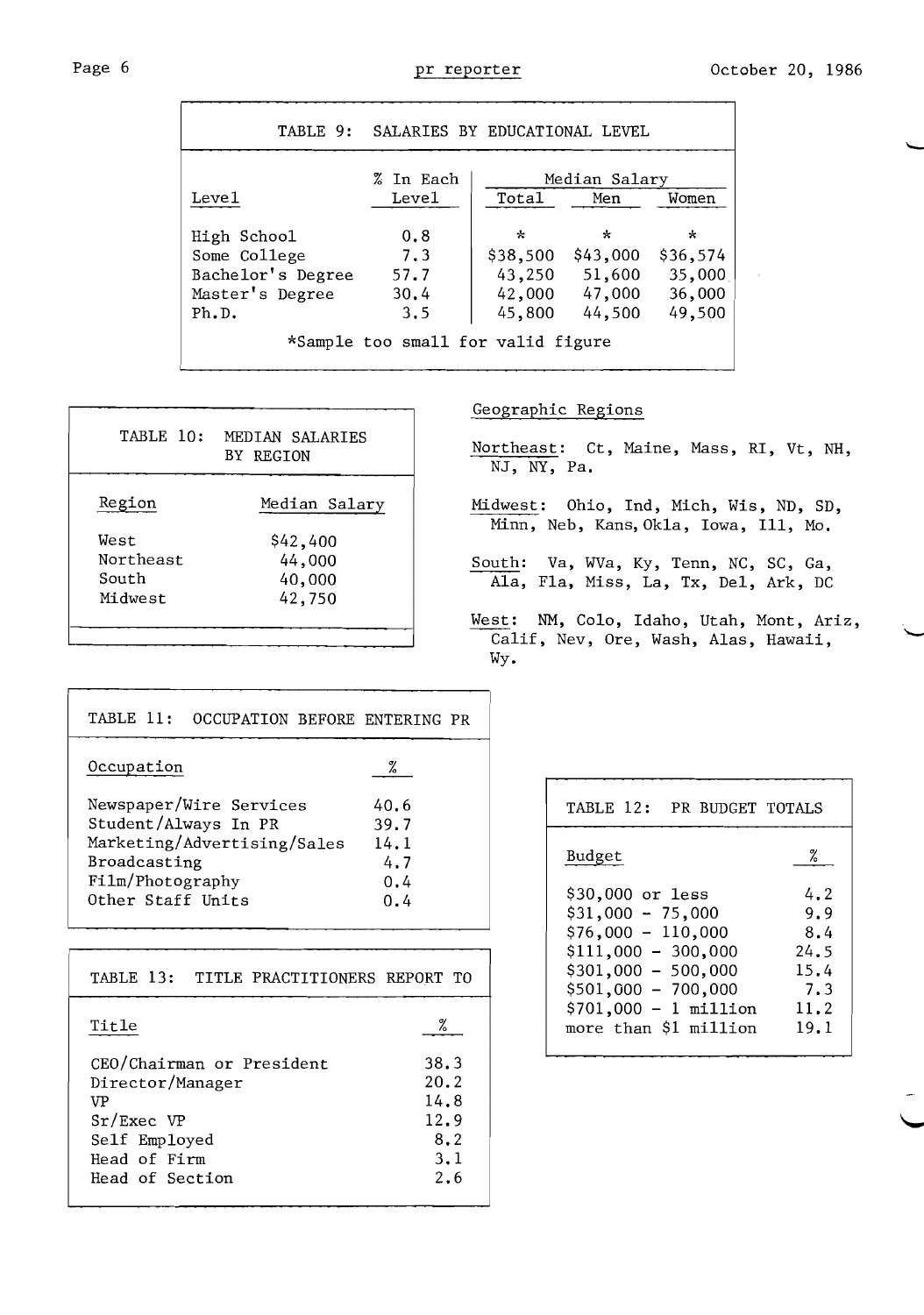| TABLE 9: SALARIES BY EDUCATIONAL LEVEL | | | | |
|---|---|---|---|---|
| Level | % In Each Level | Median Salary | | |
| | | Total | Men | Women |
| High School | 0.8 | * | * | * |
| Some College | 7.3 | $38,500 | $43,000 | $36,574 |
| Bachelor's Degree | 57.7 | 43,250 | 51,600 | 35,000 |
| Master's Degree | 30.4 | 42,000 | 47,000 | 36,000 |
| Ph.D. | 3.5 | 45,800 | 44,500 | 49,500 |

*Sample too small for valid figure

| TABLE 10: MEDIAN SALARIES BY REGION | |
|---|---|
| Region | Median Salary |
| West | $42,400 |
| Northeast | 44,000 |
| South | 40,000 |
| Midwest | 42,750 |

Geographic Regions

Northeast: Ct, Maine, Mass, RI, Vt, NH, NJ, NY, Pa.

Midwest: Ohio, Ind, Mich, Wis, ND, SD, Minn, Neb, Kans, Okla, Iowa, Ill, Mo.

South: Va, WVa, Ky, Tenn, NC, SC, Ga, Ala, Fla, Miss, La, Tx, Del, Ark, DC

West: NM, Colo, Idaho, Utah, Mont, Ariz, Calif, Nev, Ore, Wash, Alas, Hawaii, Wy.

| TABLE 11: OCCUPATION BEFORE ENTERING PR | |
|---|---|
| Occupation | % |
| Newspaper/Wire Services | 40.6 |
| Student/Always In PR | 39.7 |
| Marketing/Advertising/Sales | 14.1 |
| Broadcasting | 4.7 |
| Film/Photography | 0.4 |
| Other Staff Units | 0.4 |

| TABLE 12: PR BUDGET TOTALS | |
|---|---|
| Budget | % |
| $30,000 or less | 4.2 |
| $31,000 - 75,000 | 9.9 |
| $76,000 - 110,000 | 8.4 |
| $111,000 - 300,000 | 24.5 |
| $301,000 - 500,000 | 15.4 |
| $501,000 - 700,000 | 7.3 |
| $701,000 - 1 million | 11.2 |
| more than $1 million | 19.1 |

| TABLE 13: TITLE PRACTITIONERS REPORT TO | |
|---|---|
| Title | % |
| CEO/Chairman or President | 38.3 |
| Director/Manager | 20.2 |
| VP | 14.8 |
| Sr/Exec VP | 12.9 |
| Self Employed | 8.2 |
| Head of Firm | 3.1 |
| Head of Section | 2.6 |